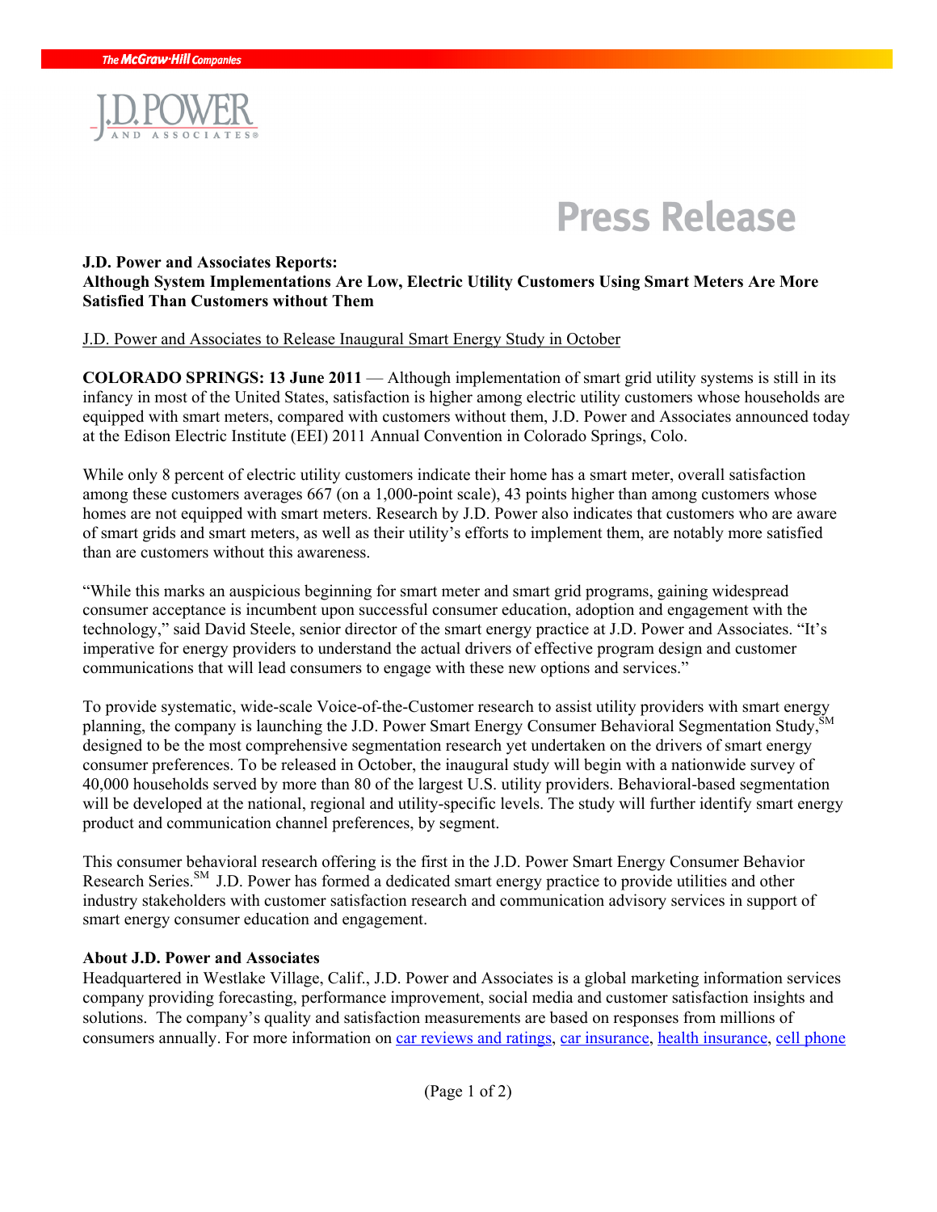The McGraw-Hill Companies

J.D. POWER AND ASSOCIATES

# Press Release

**J.D. Power and Associates Reports:**
**Although System Implementations Are Low, Electric Utility Customers Using Smart Meters Are More Satisfied Than Customers without Them**

J.D. Power and Associates to Release Inaugural Smart Energy Study in October

**COLORADO SPRINGS: 13 June 2011** — Although implementation of smart grid utility systems is still in its infancy in most of the United States, satisfaction is higher among electric utility customers whose households are equipped with smart meters, compared with customers without them, J.D. Power and Associates announced today at the Edison Electric Institute (EEI) 2011 Annual Convention in Colorado Springs, Colo.

While only 8 percent of electric utility customers indicate their home has a smart meter, overall satisfaction among these customers averages 667 (on a 1,000-point scale), 43 points higher than among customers whose homes are not equipped with smart meters. Research by J.D. Power also indicates that customers who are aware of smart grids and smart meters, as well as their utility's efforts to implement them, are notably more satisfied than are customers without this awareness.

"While this marks an auspicious beginning for smart meter and smart grid programs, gaining widespread consumer acceptance is incumbent upon successful consumer education, adoption and engagement with the technology," said David Steele, senior director of the smart energy practice at J.D. Power and Associates. "It's imperative for energy providers to understand the actual drivers of effective program design and customer communications that will lead consumers to engage with these new options and services."

To provide systematic, wide-scale Voice-of-the-Customer research to assist utility providers with smart energy planning, the company is launching the J.D. Power Smart Energy Consumer Behavioral Segmentation Study,SM designed to be the most comprehensive segmentation research yet undertaken on the drivers of smart energy consumer preferences. To be released in October, the inaugural study will begin with a nationwide survey of 40,000 households served by more than 80 of the largest U.S. utility providers. Behavioral-based segmentation will be developed at the national, regional and utility-specific levels. The study will further identify smart energy product and communication channel preferences, by segment.

This consumer behavioral research offering is the first in the J.D. Power Smart Energy Consumer Behavior Research Series.SM J.D. Power has formed a dedicated smart energy practice to provide utilities and other industry stakeholders with customer satisfaction research and communication advisory services in support of smart energy consumer education and engagement.

**About J.D. Power and Associates**
Headquartered in Westlake Village, Calif., J.D. Power and Associates is a global marketing information services company providing forecasting, performance improvement, social media and customer satisfaction insights and solutions. The company's quality and satisfaction measurements are based on responses from millions of consumers annually. For more information on car reviews and ratings, car insurance, health insurance, cell phone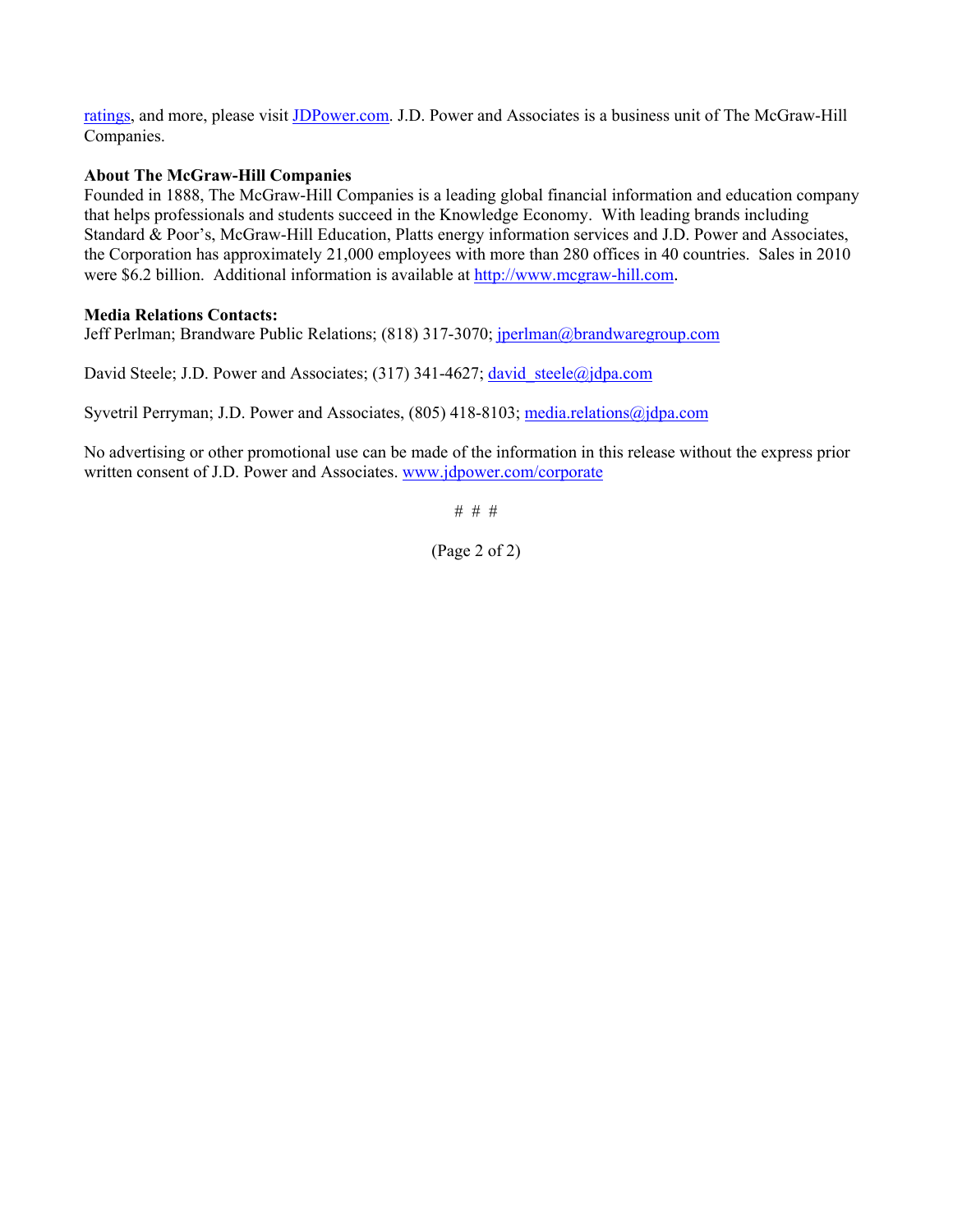ratings, and more, please visit JDPower.com. J.D. Power and Associates is a business unit of The McGraw-Hill Companies.

**About The McGraw-Hill Companies**
Founded in 1888, The McGraw-Hill Companies is a leading global financial information and education company that helps professionals and students succeed in the Knowledge Economy. With leading brands including Standard & Poor's, McGraw-Hill Education, Platts energy information services and J.D. Power and Associates, the Corporation has approximately 21,000 employees with more than 280 offices in 40 countries. Sales in 2010 were $6.2 billion. Additional information is available at http://www.mcgraw-hill.com.

**Media Relations Contacts:**
Jeff Perlman; Brandware Public Relations; (818) 317-3070; jperlman@brandwaregroup.com

David Steele; J.D. Power and Associates; (317) 341-4627; david_steele@jdpa.com

Syvetril Perryman; J.D. Power and Associates, (805) 418-8103; media.relations@jdpa.com

No advertising or other promotional use can be made of the information in this release without the express prior written consent of J.D. Power and Associates. www.jdpower.com/corporate

# # #